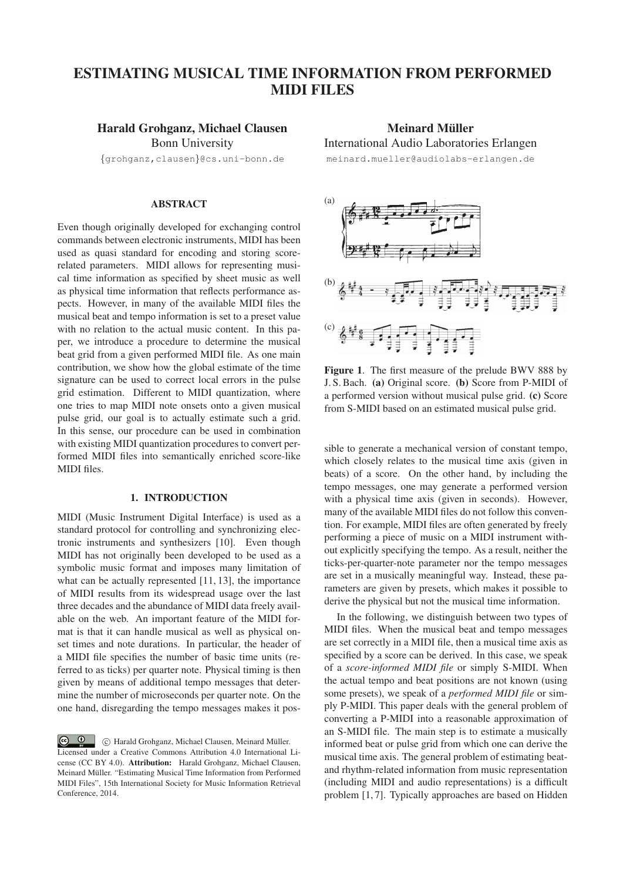# ESTIMATING MUSICAL TIME INFORMATION FROM PERFORMED MIDI FILES

**Harald Grohganz, Michael Clausen**
Bonn University
{grohganz,clausen}@cs.uni-bonn.de

**Meinard Müller**
International Audio Laboratories Erlangen
meinard.mueller@audiolabs-erlangen.de

## ABSTRACT

Even though originally developed for exchanging control commands between electronic instruments, MIDI has been used as quasi standard for encoding and storing score-related parameters. MIDI allows for representing musical time information as specified by sheet music as well as physical time information that reflects performance aspects. However, in many of the available MIDI files the musical beat and tempo information is set to a preset value with no relation to the actual music content. In this paper, we introduce a procedure to determine the musical beat grid from a given performed MIDI file. As one main contribution, we show how the global estimate of the time signature can be used to correct local errors in the pulse grid estimation. Different to MIDI quantization, where one tries to map MIDI note onsets onto a given musical pulse grid, our goal is to actually estimate such a grid. In this sense, our procedure can be used in combination with existing MIDI quantization procedures to convert performed MIDI files into semantically enriched score-like MIDI files.

## 1. INTRODUCTION

MIDI (Music Instrument Digital Interface) is used as a standard protocol for controlling and synchronizing electronic instruments and synthesizers [10]. Even though MIDI has not originally been developed to be used as a symbolic music format and imposes many limitation of what can be actually represented [11, 13], the importance of MIDI results from its widespread usage over the last three decades and the abundance of MIDI data freely available on the web. An important feature of the MIDI format is that it can handle musical as well as physical onset times and note durations. In particular, the header of a MIDI file specifies the number of basic time units (referred to as ticks) per quarter note. Physical timing is then given by means of additional tempo messages that determine the number of microseconds per quarter note. On the one hand, disregarding the tempo messages makes it possible to generate a mechanical version of constant tempo, which closely relates to the musical time axis (given in beats) of a score. On the other hand, by including the tempo messages, one may generate a performed version with a physical time axis (given in seconds). However, many of the available MIDI files do not follow this convention. For example, MIDI files are often generated by freely performing a piece of music on a MIDI instrument without explicitly specifying the tempo. As a result, neither the ticks-per-quarter-note parameter nor the tempo messages are set in a musically meaningful way. Instead, these parameters are given by presets, which makes it possible to derive the physical but not the musical time information.

**Figure 1**. The first measure of the prelude BWV 888 by J. S. Bach. **(a)** Original score. **(b)** Score from P-MIDI of a performed version without musical pulse grid. **(c)** Score from S-MIDI based on an estimated musical pulse grid.

In the following, we distinguish between two types of MIDI files. When the musical beat and tempo messages are set correctly in a MIDI file, then a musical time axis as specified by a score can be derived. In this case, we speak of a *score-informed MIDI file* or simply S-MIDI. When the actual tempo and beat positions are not known (using some presets), we speak of a *performed MIDI file* or simply P-MIDI. This paper deals with the general problem of converting a P-MIDI into a reasonable approximation of an S-MIDI file. The main step is to estimate a musically informed beat or pulse grid from which one can derive the musical time axis. The general problem of estimating beat- and rhythm-related information from music representation (including MIDI and audio representations) is a difficult problem [1, 7]. Typically approaches are based on Hidden

© Harald Grohganz, Michael Clausen, Meinard Müller. Licensed under a Creative Commons Attribution 4.0 International License (CC BY 4.0). **Attribution:** Harald Grohganz, Michael Clausen, Meinard Müller. "Estimating Musical Time Information from Performed MIDI Files", 15th International Society for Music Information Retrieval Conference, 2014.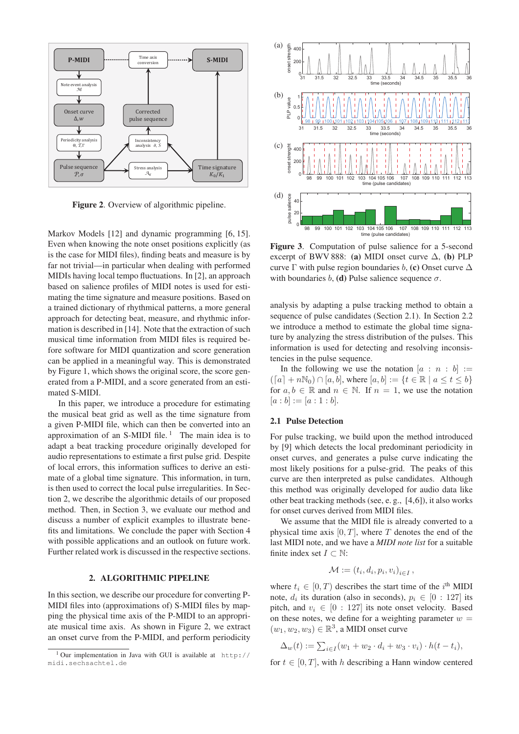**Figure 2**. Overview of algorithmic pipeline.

Markov Models [12] and dynamic programming [6, 15]. Even when knowing the note onset positions explicitly (as is the case for MIDI files), finding beats and measure is by far not trivial—in particular when dealing with performed MIDIs having local tempo fluctuations. In [2], an approach based on salience profiles of MIDI notes is used for estimating the time signature and measure positions. Based on a trained dictionary of rhythmical patterns, a more general approach for detecting beat, measure, and rhythmic information is described in [14]. Note that the extraction of such musical time information from MIDI files is required before software for MIDI quantization and score generation can be applied in a meaningful way. This is demonstrated by Figure 1, which shows the original score, the score generated from a P-MIDI, and a score generated from an estimated S-MIDI.

In this paper, we introduce a procedure for estimating the musical beat grid as well as the time signature from a given P-MIDI file, which can then be converted into an approximation of an S-MIDI file. [1] The main idea is to adapt a beat tracking procedure originally developed for audio representations to estimate a first pulse grid. Despite of local errors, this information suffices to derive an estimate of a global time signature. This information, in turn, is then used to correct the local pulse irregularities. In Section 2, we describe the algorithmic details of our proposed method. Then, in Section 3, we evaluate our method and discuss a number of explicit examples to illustrate benefits and limitations. We conclude the paper with Section 4 with possible applications and an outlook on future work. Further related work is discussed in the respective sections.

## 2. ALGORITHMIC PIPELINE

In this section, we describe our procedure for converting P-MIDI files into (approximations of) S-MIDI files by mapping the physical time axis of the P-MIDI to an appropriate musical time axis. As shown in Figure 2, we extract an onset curve from the P-MIDI, and perform periodicity analysis by adapting a pulse tracking method to obtain a sequence of pulse candidates (Section 2.1). In Section 2.2 we introduce a method to estimate the global time signature by analyzing the stress distribution of the pulses. This information is used for detecting and resolving inconsistencies in the pulse sequence.

[1] Our implementation in Java with GUI is available at http://midi.sechsachtel.de

**Figure 3**. Computation of pulse salience for a 5-second excerpt of BWV 888: **(a)** MIDI onset curve $\Delta$, **(b)** PLP curve $\Gamma$ with pulse region boundaries $b$, **(c)** Onset curve $\Delta$ with boundaries $b$, **(d)** Pulse salience sequence $\sigma$.

In the following we use the notation $[a : n : b] := (\lceil a \rceil + n\mathbb{N}_0) \cap [a, b]$, where $[a, b] := \{t \in \mathbb{R} \mid a \leq t \leq b\}$ for $a, b \in \mathbb{R}$ and $n \in \mathbb{N}$. If $n = 1$, we use the notation $[a : b] := [a : 1 : b]$.

### 2.1 Pulse Detection

For pulse tracking, we build upon the method introduced by [9] which detects the local predominant periodicity in onset curves, and generates a pulse curve indicating the most likely positions for a pulse-grid. The peaks of this curve are then interpreted as pulse candidates. Although this method was originally developed for audio data like other beat tracking methods (see, e. g., [4,6]), it also works for onset curves derived from MIDI files.

We assume that the MIDI file is already converted to a physical time axis $[0, T]$, where $T$ denotes the end of the last MIDI note, and we have a *MIDI note list* for a suitable finite index set $I \subset \mathbb{N}$:

$$\mathcal{M} := (t_i, d_i, p_i, v_i)_{i \in I},$$

where $t_i \in [0, T)$ describes the start time of the $i^{\text{th}}$ MIDI note, $d_i$ its duration (also in seconds), $p_i \in [0 : 127]$ its pitch, and $v_i \in [0 : 127]$ its note onset velocity. Based on these notes, we define for a weighting parameter $w = (w_1, w_2, w_3) \in \mathbb{R}^3$, a MIDI onset curve

$$\Delta_w(t) := \sum_{i \in I} (w_1 + w_2 \cdot d_i + w_3 \cdot v_i) \cdot h(t - t_i),$$

for $t \in [0, T]$, with $h$ describing a Hann window centered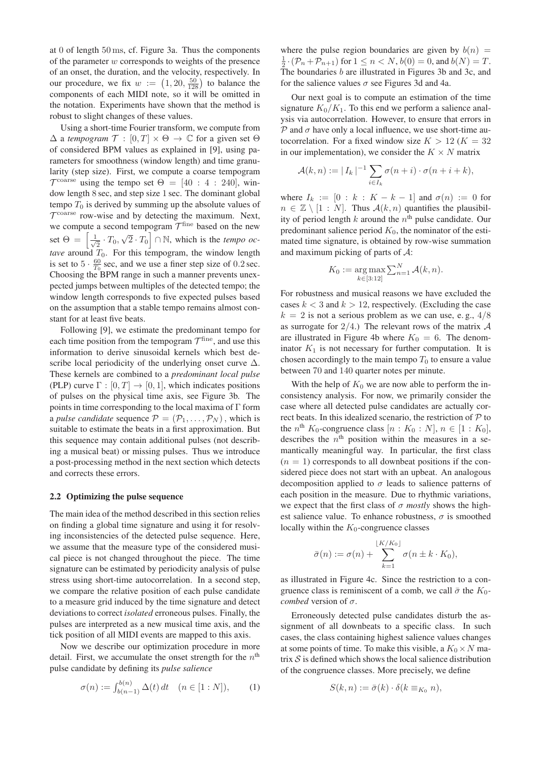at 0 of length 50 ms, cf. Figure 3a. Thus the components of the parameter $w$ corresponds to weights of the presence of an onset, the duration, and the velocity, respectively. In our procedure, we fix $w := \left(1, 20, \frac{50}{128}\right)$ to balance the components of each MIDI note, so it will be omitted in the notation. Experiments have shown that the method is robust to slight changes of these values.

Using a short-time Fourier transform, we compute from $\Delta$ a *tempogram* $\mathcal{T} : [0, T] \times \Theta \to \mathbb{C}$ for a given set $\Theta$ of considered BPM values as explained in [9], using parameters for smoothness (window length) and time granularity (step size). First, we compute a coarse tempogram $\mathcal{T}^{\text{coarse}}$ using the tempo set $\Theta = [40 : 4 : 240]$, window length 8 sec, and step size 1 sec. The dominant global tempo $T_0$ is derived by summing up the absolute values of $\mathcal{T}^{\text{coarse}}$ row-wise and by detecting the maximum. Next, we compute a second tempogram $\mathcal{T}^{\text{fine}}$ based on the new set $\Theta = \left[\frac{1}{\sqrt{2}} \cdot T_0, \sqrt{2} \cdot T_0\right] \cap \mathbb{N}$, which is the *tempo octave* around $T_0$. For this tempogram, the window length is set to $5 \cdot \frac{60}{T_0}$ sec, and we use a finer step size of 0.2 sec. Choosing the BPM range in such a manner prevents unexpected jumps between multiples of the detected tempo; the window length corresponds to five expected pulses based on the assumption that a stable tempo remains almost constant for at least five beats.

Following [9], we estimate the predominant tempo for each time position from the tempogram $\mathcal{T}^{\text{fine}}$, and use this information to derive sinusoidal kernels which best describe local periodicity of the underlying onset curve $\Delta$. These kernels are combined to a *predominant local pulse* (PLP) curve $\Gamma : [0, T] \to [0, 1]$, which indicates positions of pulses on the physical time axis, see Figure 3b. The points in time corresponding to the local maxima of $\Gamma$ form a *pulse candidate* sequence $\mathcal{P} = (\mathcal{P}_1, \ldots, \mathcal{P}_N)$, which is suitable to estimate the beats in a first approximation. But this sequence may contain additional pulses (not describing a musical beat) or missing pulses. Thus we introduce a post-processing method in the next section which detects and corrects these errors.

### 2.2 Optimizing the pulse sequence

The main idea of the method described in this section relies on finding a global time signature and using it for resolving inconsistencies of the detected pulse sequence. Here, we assume that the measure type of the considered musical piece is not changed throughout the piece. The time signature can be estimated by periodicity analysis of pulse stress using short-time autocorrelation. In a second step, we compare the relative position of each pulse candidate to a measure grid induced by the time signature and detect deviations to correct *isolated* erroneous pulses. Finally, the pulses are interpreted as a new musical time axis, and the tick position of all MIDI events are mapped to this axis.

Now we describe our optimization procedure in more detail. First, we accumulate the onset strength for the $n^{\text{th}}$ pulse candidate by defining its *pulse salience*

$$\sigma(n) := \int_{b(n-1)}^{b(n)} \Delta(t)\, dt \quad (n \in [1 : N]), \qquad (1)$$

where the pulse region boundaries are given by $b(n) = \frac{1}{2} \cdot (\mathcal{P}_n + \mathcal{P}_{n+1})$ for $1 \leq n < N$, $b(0) = 0$, and $b(N) = T$. The boundaries $b$ are illustrated in Figures 3b and 3c, and for the salience values $\sigma$ see Figures 3d and 4a.

Our next goal is to compute an estimation of the time signature $K_0/K_1$. To this end we perform a salience analysis via autocorrelation. However, to ensure that errors in $\mathcal{P}$ and $\sigma$ have only a local influence, we use short-time autocorrelation. For a fixed window size $K > 12$ ($K = 32$ in our implementation), we consider the $K \times N$ matrix

$$\mathcal{A}(k, n) := |\, I_k \,|^{-1} \sum_{i \in I_k} \sigma(n + i) \cdot \sigma(n + i + k),$$

where $I_k := [0 : k : K - k - 1]$ and $\sigma(n) := 0$ for $n \in \mathbb{Z} \setminus [1 : N]$. Thus $\mathcal{A}(k, n)$ quantifies the plausibility of period length $k$ around the $n^{\text{th}}$ pulse candidate. Our predominant salience period $K_0$, the nominator of the estimated time signature, is obtained by row-wise summation and maximum picking of parts of $\mathcal{A}$:

$$K_0 := \underset{k \in [3:12]}{\arg\max} \sum\nolimits_{n=1}^{N} \mathcal{A}(k, n).$$

For robustness and musical reasons we have excluded the cases $k < 3$ and $k > 12$, respectively. (Excluding the case $k = 2$ is not a serious problem as we can use, e. g., $4/8$ as surrogate for $2/4$.) The relevant rows of the matrix $\mathcal{A}$ are illustrated in Figure 4b where $K_0 = 6$. The denominator $K_1$ is not necessary for further computation. It is chosen accordingly to the main tempo $T_0$ to ensure a value between 70 and 140 quarter notes per minute.

With the help of $K_0$ we are now able to perform the inconsistency analysis. For now, we primarily consider the case where all detected pulse candidates are actually correct beats. In this idealized scenario, the restriction of $\mathcal{P}$ to the $n^{\text{th}}$ $K_0$-congruence class $[n : K_0 : N]$, $n \in [1 : K_0]$, describes the $n^{\text{th}}$ position within the measures in a semantically meaningful way. In particular, the first class ($n = 1$) corresponds to all downbeat positions if the considered piece does not start with an upbeat. An analogous decomposition applied to $\sigma$ leads to salience patterns of each position in the measure. Due to rhythmic variations, we expect that the first class of $\sigma$ *mostly* shows the highest salience value. To enhance robustness, $\sigma$ is smoothed locally within the $K_0$-congruence classes

$$\bar{\sigma}(n) := \sigma(n) + \sum_{k=1}^{\lfloor K/K_0 \rfloor} \sigma(n \pm k \cdot K_0),$$

as illustrated in Figure 4c. Since the restriction to a congruence class is reminiscent of a comb, we call $\bar{\sigma}$ the $K_0$-*combed* version of $\sigma$.

Erroneously detected pulse candidates disturb the assignment of all downbeats to a specific class. In such cases, the class containing highest salience values changes at some points of time. To make this visible, a $K_0 \times N$ matrix $\mathcal{S}$ is defined which shows the local salience distribution of the congruence classes. More precisely, we define

$$S(k, n) := \bar{\sigma}(k) \cdot \delta(k \equiv_{K_0} n),$$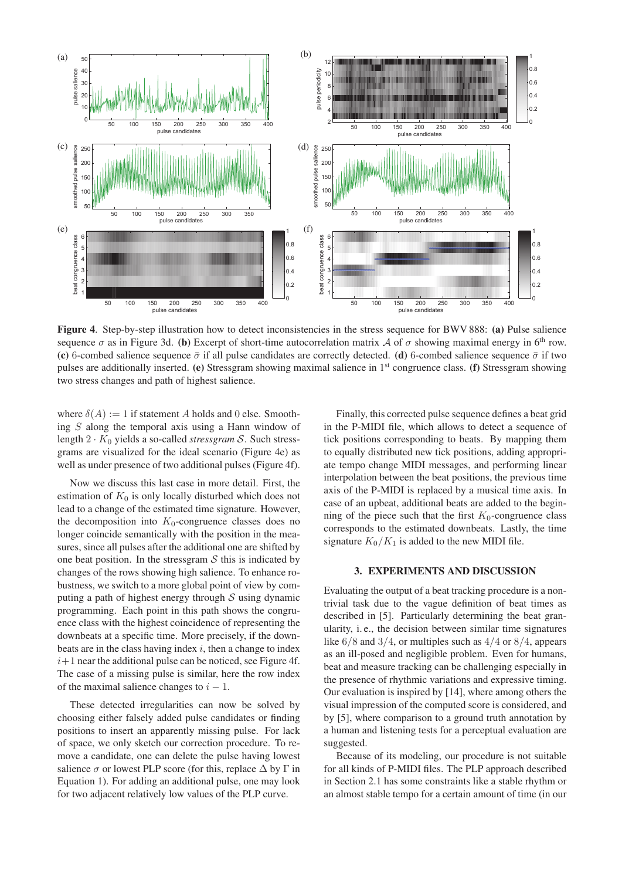**Figure 4**. Step-by-step illustration how to detect inconsistencies in the stress sequence for BWV 888: **(a)** Pulse salience sequence $\sigma$ as in Figure 3d. **(b)** Excerpt of short-time autocorrelation matrix $\mathcal{A}$ of $\sigma$ showing maximal energy in 6th row. **(c)** 6-combed salience sequence $\bar{\sigma}$ if all pulse candidates are correctly detected. **(d)** 6-combed salience sequence $\bar{\sigma}$ if two pulses are additionally inserted. **(e)** Stressgram showing maximal salience in 1st congruence class. **(f)** Stressgram showing two stress changes and path of highest salience.

where $\delta(A) := 1$ if statement $A$ holds and 0 else. Smoothing $S$ along the temporal axis using a Hann window of length $2 \cdot K_0$ yields a so-called *stressgram* $\mathcal{S}$. Such stressgrams are visualized for the ideal scenario (Figure 4e) as well as under presence of two additional pulses (Figure 4f).

Now we discuss this last case in more detail. First, the estimation of $K_0$ is only locally disturbed which does not lead to a change of the estimated time signature. However, the decomposition into $K_0$-congruence classes does no longer coincide semantically with the position in the measures, since all pulses after the additional one are shifted by one beat position. In the stressgram $\mathcal{S}$ this is indicated by changes of the rows showing high salience. To enhance robustness, we switch to a more global point of view by computing a path of highest energy through $\mathcal{S}$ using dynamic programming. Each point in this path shows the congruence class with the highest coincidence of representing the downbeats at a specific time. More precisely, if the downbeats are in the class having index $i$, then a change to index $i+1$ near the additional pulse can be noticed, see Figure 4f. The case of a missing pulse is similar, here the row index of the maximal salience changes to $i-1$.

These detected irregularities can now be solved by choosing either falsely added pulse candidates or finding positions to insert an apparently missing pulse. For lack of space, we only sketch our correction procedure. To remove a candidate, one can delete the pulse having lowest salience $\sigma$ or lowest PLP score (for this, replace $\Delta$ by $\Gamma$ in Equation 1). For adding an additional pulse, one may look for two adjacent relatively low values of the PLP curve.

Finally, this corrected pulse sequence defines a beat grid in the P-MIDI file, which allows to detect a sequence of tick positions corresponding to beats. By mapping them to equally distributed new tick positions, adding appropriate tempo change MIDI messages, and performing linear interpolation between the beat positions, the previous time axis of the P-MIDI is replaced by a musical time axis. In case of an upbeat, additional beats are added to the beginning of the piece such that the first $K_0$-congruence class corresponds to the estimated downbeats. Lastly, the time signature $K_0/K_1$ is added to the new MIDI file.

## 3. EXPERIMENTS AND DISCUSSION

Evaluating the output of a beat tracking procedure is a nontrivial task due to the vague definition of beat times as described in [5]. Particularly determining the beat granularity, i. e., the decision between similar time signatures like $6/8$ and $3/4$, or multiples such as $4/4$ or $8/4$, appears as an ill-posed and negligible problem. Even for humans, beat and measure tracking can be challenging especially in the presence of rhythmic variations and expressive timing. Our evaluation is inspired by [14], where among others the visual impression of the computed score is considered, and by [5], where comparison to a ground truth annotation by a human and listening tests for a perceptual evaluation are suggested.

Because of its modeling, our procedure is not suitable for all kinds of P-MIDI files. The PLP approach described in Section 2.1 has some constraints like a stable rhythm or an almost stable tempo for a certain amount of time (in our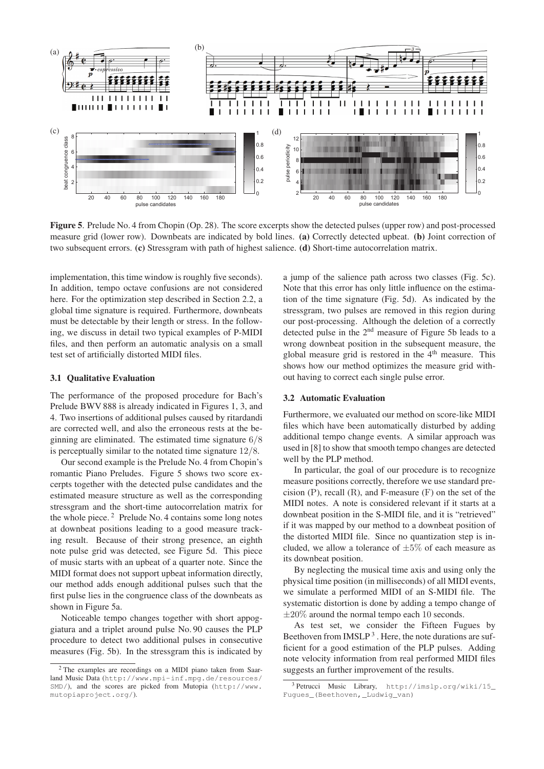**Figure 5**. Prelude No. 4 from Chopin (Op. 28). The score excerpts show the detected pulses (upper row) and post-processed measure grid (lower row). Downbeats are indicated by bold lines. **(a)** Correctly detected upbeat. **(b)** Joint correction of two subsequent errors. **(c)** Stressgram with path of highest salience. **(d)** Short-time autocorrelation matrix.

implementation, this time window is roughly five seconds). In addition, tempo octave confusions are not considered here. For the optimization step described in Section 2.2, a global time signature is required. Furthermore, downbeats must be detectable by their length or stress. In the following, we discuss in detail two typical examples of P-MIDI files, and then perform an automatic analysis on a small test set of artificially distorted MIDI files.

### 3.1 Qualitative Evaluation

The performance of the proposed procedure for Bach's Prelude BWV 888 is already indicated in Figures 1, 3, and 4. Two insertions of additional pulses caused by ritardandi are corrected well, and also the erroneous rests at the beginning are eliminated. The estimated time signature $6/8$ is perceptually similar to the notated time signature $12/8$.

Our second example is the Prelude No. 4 from Chopin's romantic Piano Preludes. Figure 5 shows two score excerpts together with the detected pulse candidates and the estimated measure structure as well as the corresponding stressgram and the short-time autocorrelation matrix for the whole piece. [2] Prelude No. 4 contains some long notes at downbeat positions leading to a good measure tracking result. Because of their strong presence, an eighth note pulse grid was detected, see Figure 5d. This piece of music starts with an upbeat of a quarter note. Since the MIDI format does not support upbeat information directly, our method adds enough additional pulses such that the first pulse lies in the congruence class of the downbeats as shown in Figure 5a.

Noticeable tempo changes together with short appoggiatura and a triplet around pulse No. 90 causes the PLP procedure to detect two additional pulses in consecutive measures (Fig. 5b). In the stressgram this is indicated by a jump of the salience path across two classes (Fig. 5c). Note that this error has only little influence on the estimation of the time signature (Fig. 5d). As indicated by the stressgram, two pulses are removed in this region during our post-processing. Although the deletion of a correctly detected pulse in the 2nd measure of Figure 5b leads to a wrong downbeat position in the subsequent measure, the global measure grid is restored in the 4th measure. This shows how our method optimizes the measure grid without having to correct each single pulse error.

### 3.2 Automatic Evaluation

Furthermore, we evaluated our method on score-like MIDI files which have been automatically disturbed by adding additional tempo change events. A similar approach was used in [8] to show that smooth tempo changes are detected well by the PLP method.

In particular, the goal of our procedure is to recognize measure positions correctly, therefore we use standard precision (P), recall (R), and F-measure (F) on the set of the MIDI notes. A note is considered relevant if it starts at a downbeat position in the S-MIDI file, and it is "retrieved" if it was mapped by our method to a downbeat position of the distorted MIDI file. Since no quantization step is included, we allow a tolerance of $\pm 5\%$ of each measure as its downbeat position.

By neglecting the musical time axis and using only the physical time position (in milliseconds) of all MIDI events, we simulate a performed MIDI of an S-MIDI file. The systematic distortion is done by adding a tempo change of $\pm 20\%$ around the normal tempo each $10$ seconds.

As test set, we consider the Fifteen Fugues by Beethoven from IMSLP [3]. Here, the note durations are sufficient for a good estimation of the PLP pulses. Adding note velocity information from real performed MIDI files suggests an further improvement of the results.

[2] The examples are recordings on a MIDI piano taken from Saarland Music Data (http://www.mpi-inf.mpg.de/resources/SMD/), and the scores are picked from Mutopia (http://www.mutopiaproject.org/).

[3] Petrucci Music Library, http://imslp.org/wiki/15_Fugues_(Beethoven,_Ludwig_van)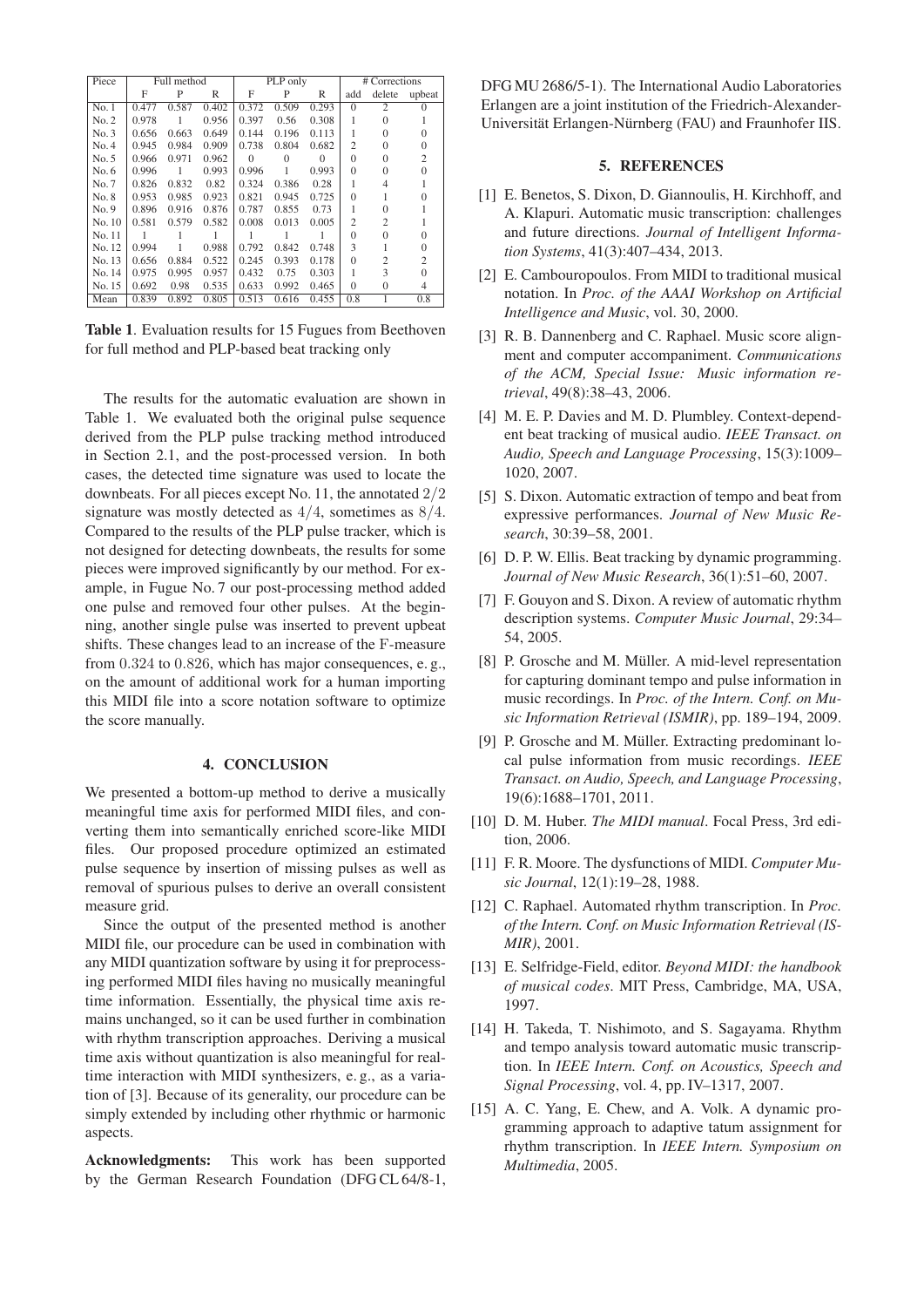| Piece | Full method | | | PLP only | | | # Corrections | | |
|---|---|---|---|---|---|---|---|---|---|
| | F | P | R | F | P | R | add | delete | upbeat |
| No. 1 | 0.477 | 0.587 | 0.402 | 0.372 | 0.509 | 0.293 | 0 | 2 | 0 |
| No. 2 | 0.978 | 1 | 0.956 | 0.397 | 0.56 | 0.308 | 1 | 0 | 1 |
| No. 3 | 0.656 | 0.663 | 0.649 | 0.144 | 0.196 | 0.113 | 1 | 0 | 0 |
| No. 4 | 0.945 | 0.984 | 0.909 | 0.738 | 0.804 | 0.682 | 2 | 0 | 0 |
| No. 5 | 0.966 | 0.971 | 0.962 | 0 | 0 | 0 | 0 | 0 | 2 |
| No. 6 | 0.996 | 1 | 0.993 | 0.996 | 1 | 0.993 | 0 | 0 | 0 |
| No. 7 | 0.826 | 0.832 | 0.82 | 0.324 | 0.386 | 0.28 | 1 | 4 | 1 |
| No. 8 | 0.953 | 0.985 | 0.923 | 0.821 | 0.945 | 0.725 | 0 | 1 | 0 |
| No. 9 | 0.896 | 0.916 | 0.876 | 0.787 | 0.855 | 0.73 | 1 | 0 | 1 |
| No. 10 | 0.581 | 0.579 | 0.582 | 0.008 | 0.013 | 0.005 | 2 | 2 | 1 |
| No. 11 | 1 | 1 | 1 | 1 | 1 | 1 | 0 | 0 | 0 |
| No. 12 | 0.994 | 1 | 0.988 | 0.792 | 0.842 | 0.748 | 3 | 1 | 0 |
| No. 13 | 0.656 | 0.884 | 0.522 | 0.245 | 0.393 | 0.178 | 0 | 2 | 2 |
| No. 14 | 0.975 | 0.995 | 0.957 | 0.432 | 0.75 | 0.303 | 1 | 3 | 0 |
| No. 15 | 0.692 | 0.98 | 0.535 | 0.633 | 0.992 | 0.465 | 0 | 0 | 4 |
| Mean | 0.839 | 0.892 | 0.805 | 0.513 | 0.616 | 0.455 | 0.8 | 1 | 0.8 |

**Table 1**. Evaluation results for 15 Fugues from Beethoven for full method and PLP-based beat tracking only

The results for the automatic evaluation are shown in Table 1. We evaluated both the original pulse sequence derived from the PLP pulse tracking method introduced in Section 2.1, and the post-processed version. In both cases, the detected time signature was used to locate the downbeats. For all pieces except No. 11, the annotated $2/2$ signature was mostly detected as $4/4$, sometimes as $8/4$. Compared to the results of the PLP pulse tracker, which is not designed for detecting downbeats, the results for some pieces were improved significantly by our method. For example, in Fugue No. 7 our post-processing method added one pulse and removed four other pulses. At the beginning, another single pulse was inserted to prevent upbeat shifts. These changes lead to an increase of the F-measure from 0.324 to 0.826, which has major consequences, e. g., on the amount of additional work for a human importing this MIDI file into a score notation software to optimize the score manually.

## 4. CONCLUSION

We presented a bottom-up method to derive a musically meaningful time axis for performed MIDI files, and converting them into semantically enriched score-like MIDI files. Our proposed procedure optimized an estimated pulse sequence by insertion of missing pulses as well as removal of spurious pulses to derive an overall consistent measure grid.

Since the output of the presented method is another MIDI file, our procedure can be used in combination with any MIDI quantization software by using it for preprocessing performed MIDI files having no musically meaningful time information. Essentially, the physical time axis remains unchanged, so it can be used further in combination with rhythm transcription approaches. Deriving a musical time axis without quantization is also meaningful for real-time interaction with MIDI synthesizers, e. g., as a variation of [3]. Because of its generality, our procedure can be simply extended by including other rhythmic or harmonic aspects.

**Acknowledgments:** This work has been supported by the German Research Foundation (DFG CL 64/8-1, DFG MU 2686/5-1). The International Audio Laboratories Erlangen are a joint institution of the Friedrich-Alexander-Universität Erlangen-Nürnberg (FAU) and Fraunhofer IIS.

## 5. REFERENCES

[1] E. Benetos, S. Dixon, D. Giannoulis, H. Kirchhoff, and A. Klapuri. Automatic music transcription: challenges and future directions. *Journal of Intelligent Information Systems*, 41(3):407–434, 2013.

[2] E. Cambouropoulos. From MIDI to traditional musical notation. In *Proc. of the AAAI Workshop on Artificial Intelligence and Music*, vol. 30, 2000.

[3] R. B. Dannenberg and C. Raphael. Music score alignment and computer accompaniment. *Communications of the ACM, Special Issue: Music information retrieval*, 49(8):38–43, 2006.

[4] M. E. P. Davies and M. D. Plumbley. Context-dependent beat tracking of musical audio. *IEEE Transact. on Audio, Speech and Language Processing*, 15(3):1009–1020, 2007.

[5] S. Dixon. Automatic extraction of tempo and beat from expressive performances. *Journal of New Music Research*, 30:39–58, 2001.

[6] D. P. W. Ellis. Beat tracking by dynamic programming. *Journal of New Music Research*, 36(1):51–60, 2007.

[7] F. Gouyon and S. Dixon. A review of automatic rhythm description systems. *Computer Music Journal*, 29:34–54, 2005.

[8] P. Grosche and M. Müller. A mid-level representation for capturing dominant tempo and pulse information in music recordings. In *Proc. of the Intern. Conf. on Music Information Retrieval (ISMIR)*, pp. 189–194, 2009.

[9] P. Grosche and M. Müller. Extracting predominant local pulse information from music recordings. *IEEE Transact. on Audio, Speech, and Language Processing*, 19(6):1688–1701, 2011.

[10] D. M. Huber. *The MIDI manual*. Focal Press, 3rd edition, 2006.

[11] F. R. Moore. The dysfunctions of MIDI. *Computer Music Journal*, 12(1):19–28, 1988.

[12] C. Raphael. Automated rhythm transcription. In *Proc. of the Intern. Conf. on Music Information Retrieval (ISMIR)*, 2001.

[13] E. Selfridge-Field, editor. *Beyond MIDI: the handbook of musical codes*. MIT Press, Cambridge, MA, USA, 1997.

[14] H. Takeda, T. Nishimoto, and S. Sagayama. Rhythm and tempo analysis toward automatic music transcription. In *IEEE Intern. Conf. on Acoustics, Speech and Signal Processing*, vol. 4, pp. IV–1317, 2007.

[15] A. C. Yang, E. Chew, and A. Volk. A dynamic programming approach to adaptive tatum assignment for rhythm transcription. In *IEEE Intern. Symposium on Multimedia*, 2005.